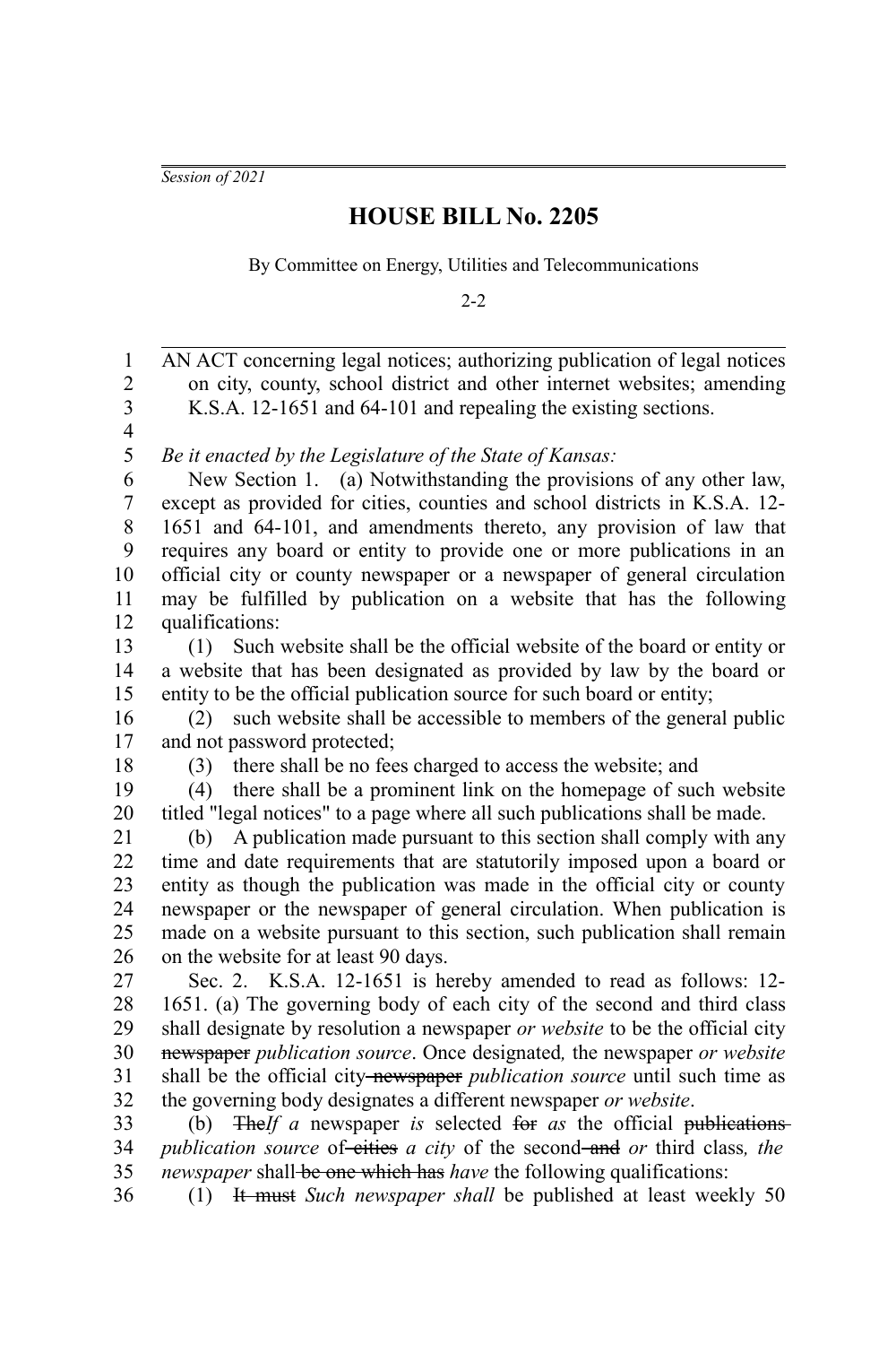*Session of 2021*

# HOUSE BILL No. 2205

By Committee on Energy, Utilities and Telecommunications

2-2

AN ACT concerning legal notices; authorizing publication of legal notices on city, county, school district and other internet websites; amending K.S.A. 12-1651 and 64-101 and repealing the existing sections.

*Be it enacted by the Legislature of the State of Kansas:*

New Section 1. (a) Notwithstanding the provisions of any other law, except as provided for cities, counties and school districts in K.S.A. 12-1651 and 64-101, and amendments thereto, any provision of law that requires any board or entity to provide one or more publications in an official city or county newspaper or a newspaper of general circulation may be fulfilled by publication on a website that has the following qualifications:

(1) Such website shall be the official website of the board or entity or a website that has been designated as provided by law by the board or entity to be the official publication source for such board or entity;

(2) such website shall be accessible to members of the general public and not password protected;

(3) there shall be no fees charged to access the website; and

(4) there shall be a prominent link on the homepage of such website titled "legal notices" to a page where all such publications shall be made.

(b) A publication made pursuant to this section shall comply with any time and date requirements that are statutorily imposed upon a board or entity as though the publication was made in the official city or county newspaper or the newspaper of general circulation. When publication is made on a website pursuant to this section, such publication shall remain on the website for at least 90 days.

Sec. 2. K.S.A. 12-1651 is hereby amended to read as follows: 12-1651. (a) The governing body of each city of the second and third class shall designate by resolution a newspaper *or website* to be the official city ~~newspaper~~ *publication source*. Once designated*,* the newspaper *or website* shall be the official city ~~newspaper~~ *publication source* until such time as the governing body designates a different newspaper *or website*.

(b) ~~The~~*If a* newspaper *is* selected ~~for~~ *as* the official ~~publications~~ *publication source* of ~~cities~~ *a city* of the second ~~and~~ *or* third class*, the newspaper* shall ~~be one which has~~ *have* the following qualifications:

(1) ~~It must~~ *Such newspaper shall* be published at least weekly 50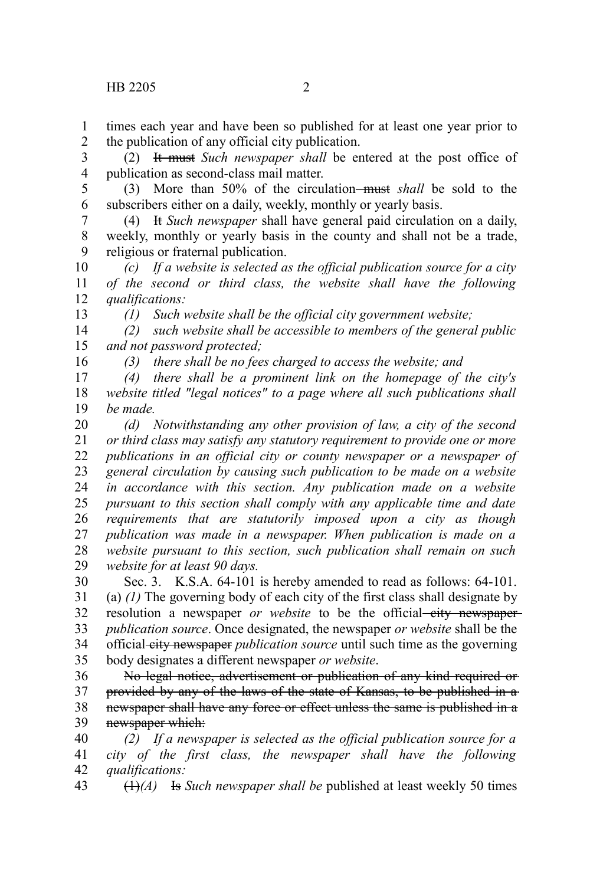times each year and have been so published for at least one year prior to the publication of any official city publication.

(2) ~~It must~~ *Such newspaper shall* be entered at the post office of publication as second-class mail matter.

(3) More than 50% of the circulation ~~must~~ *shall* be sold to the subscribers either on a daily, weekly, monthly or yearly basis.

(4) ~~It~~ *Such newspaper* shall have general paid circulation on a daily, weekly, monthly or yearly basis in the county and shall not be a trade, religious or fraternal publication.

*(c) If a website is selected as the official publication source for a city of the second or third class, the website shall have the following qualifications:*

*(1) Such website shall be the official city government website;*

*(2) such website shall be accessible to members of the general public and not password protected;*

*(3) there shall be no fees charged to access the website; and*

*(4) there shall be a prominent link on the homepage of the city's website titled "legal notices" to a page where all such publications shall be made.*

*(d) Notwithstanding any other provision of law, a city of the second or third class may satisfy any statutory requirement to provide one or more publications in an official city or county newspaper or a newspaper of general circulation by causing such publication to be made on a website in accordance with this section. Any publication made on a website pursuant to this section shall comply with any applicable time and date requirements that are statutorily imposed upon a city as though publication was made in a newspaper. When publication is made on a website pursuant to this section, such publication shall remain on such website for at least 90 days.*

Sec. 3. K.S.A. 64-101 is hereby amended to read as follows: 64-101. (a) *(1)* The governing body of each city of the first class shall designate by resolution a newspaper *or website* to be the official ~~city newspaper~~ *publication source*. Once designated, the newspaper *or website* shall be the official ~~city newspaper~~ *publication source* until such time as the governing body designates a different newspaper *or website*.

~~No legal notice, advertisement or publication of any kind required or provided by any of the laws of the state of Kansas, to be published in a newspaper shall have any force or effect unless the same is published in a newspaper which:~~

*(2) If a newspaper is selected as the official publication source for a city of the first class, the newspaper shall have the following qualifications:*

~~(1)~~*(A)* ~~Is~~ *Such newspaper shall be* published at least weekly 50 times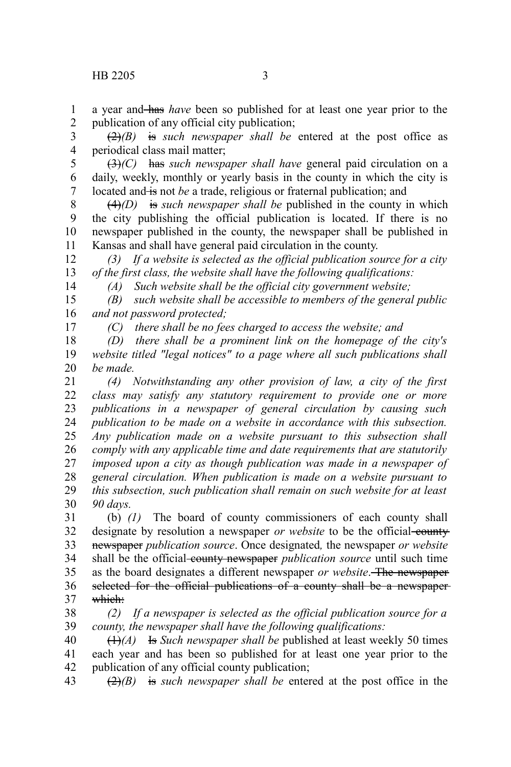a year and ~~has~~ *have* been so published for at least one year prior to the publication of any official city publication;

~~(2)~~*(B)* ~~is~~ *such newspaper shall be* entered at the post office as periodical class mail matter;

~~(3)~~*(C)* ~~has~~ *such newspaper shall have* general paid circulation on a daily, weekly, monthly or yearly basis in the county in which the city is located and ~~is~~ not *be* a trade, religious or fraternal publication; and

~~(4)~~*(D)* ~~is~~ *such newspaper shall be* published in the county in which the city publishing the official publication is located. If there is no newspaper published in the county, the newspaper shall be published in Kansas and shall have general paid circulation in the county.

*(3) If a website is selected as the official publication source for a city of the first class, the website shall have the following qualifications:*

*(A) Such website shall be the official city government website;*

*(B) such website shall be accessible to members of the general public and not password protected;*

*(C) there shall be no fees charged to access the website; and*

*(D) there shall be a prominent link on the homepage of the city's website titled "legal notices" to a page where all such publications shall be made.*

*(4) Notwithstanding any other provision of law, a city of the first class may satisfy any statutory requirement to provide one or more publications in a newspaper of general circulation by causing such publication to be made on a website in accordance with this subsection. Any publication made on a website pursuant to this subsection shall comply with any applicable time and date requirements that are statutorily imposed upon a city as though publication was made in a newspaper of general circulation. When publication is made on a website pursuant to this subsection, such publication shall remain on such website for at least 90 days.*

(b) *(1)* The board of county commissioners of each county shall designate by resolution a newspaper *or website* to be the official ~~county newspaper~~ *publication source*. Once designated*,* the newspaper *or website* shall be the official ~~county newspaper~~ *publication source* until such time as the board designates a different newspaper *or website*. ~~The newspaper selected for the official publications of a county shall be a newspaper which:~~

*(2) If a newspaper is selected as the official publication source for a county, the newspaper shall have the following qualifications:*

~~(1)~~*(A)* ~~Is~~ *Such newspaper shall be* published at least weekly 50 times each year and has been so published for at least one year prior to the publication of any official county publication;

~~(2)~~*(B)* ~~is~~ *such newspaper shall be* entered at the post office in the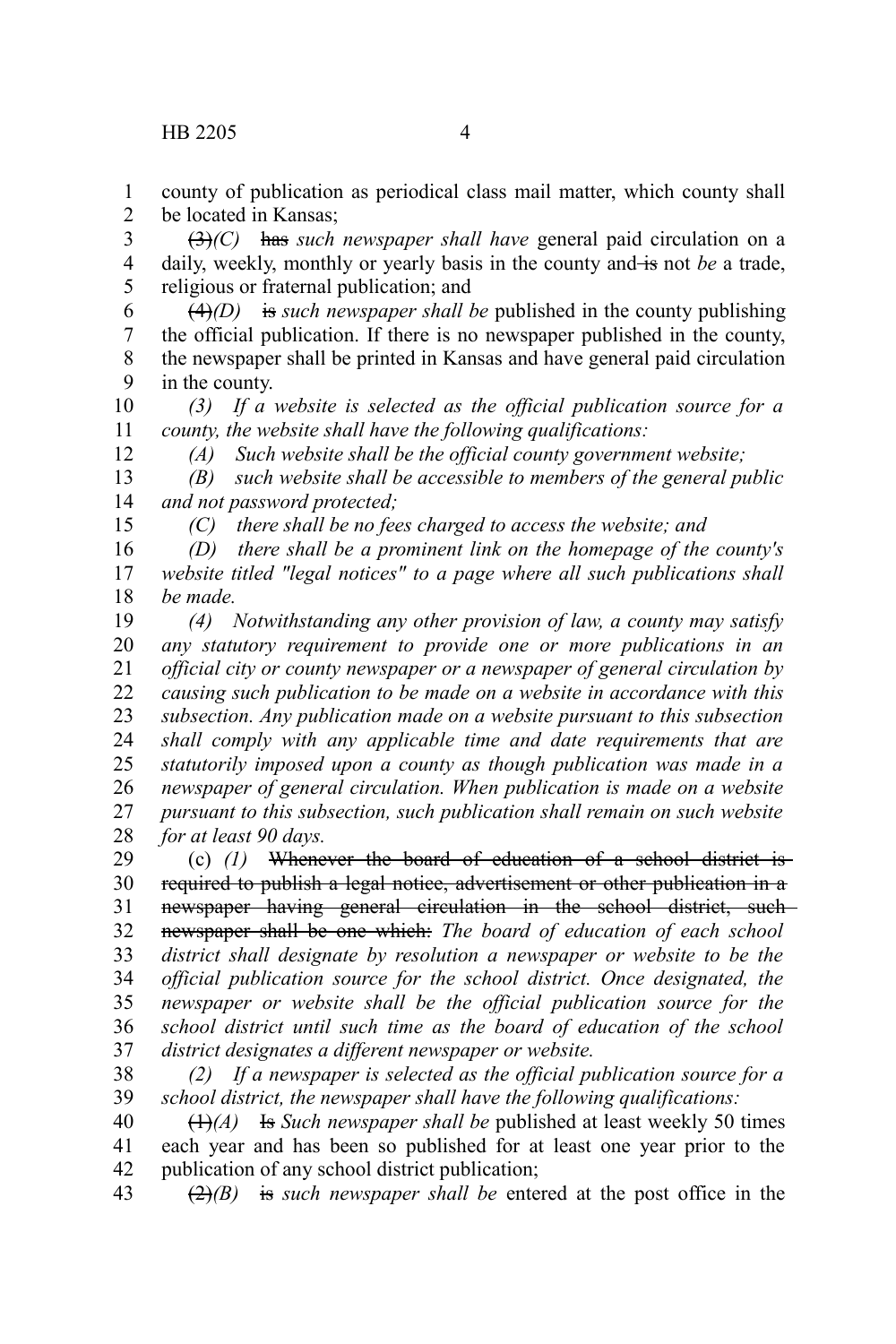county of publication as periodical class mail matter, which county shall be located in Kansas;

~~(3)~~*(C)* ~~has~~ *such newspaper shall have* general paid circulation on a daily, weekly, monthly or yearly basis in the county and ~~is~~ not *be* a trade, religious or fraternal publication; and

~~(4)~~*(D)* ~~is~~ *such newspaper shall be* published in the county publishing the official publication. If there is no newspaper published in the county, the newspaper shall be printed in Kansas and have general paid circulation in the county.

*(3) If a website is selected as the official publication source for a county, the website shall have the following qualifications:*

*(A) Such website shall be the official county government website;*

*(B) such website shall be accessible to members of the general public and not password protected;*

*(C) there shall be no fees charged to access the website; and*

*(D) there shall be a prominent link on the homepage of the county's website titled "legal notices" to a page where all such publications shall be made.*

*(4) Notwithstanding any other provision of law, a county may satisfy any statutory requirement to provide one or more publications in an official city or county newspaper or a newspaper of general circulation by causing such publication to be made on a website in accordance with this subsection. Any publication made on a website pursuant to this subsection shall comply with any applicable time and date requirements that are statutorily imposed upon a county as though publication was made in a newspaper of general circulation. When publication is made on a website pursuant to this subsection, such publication shall remain on such website for at least 90 days.*

(c) *(1)* ~~Whenever the board of education of a school district is required to publish a legal notice, advertisement or other publication in a newspaper having general circulation in the school district, such newspaper shall be one which:~~ *The board of education of each school district shall designate by resolution a newspaper or website to be the official publication source for the school district. Once designated, the newspaper or website shall be the official publication source for the school district until such time as the board of education of the school district designates a different newspaper or website.*

*(2) If a newspaper is selected as the official publication source for a school district, the newspaper shall have the following qualifications:*

~~(1)~~*(A)* ~~Is~~ *Such newspaper shall be* published at least weekly 50 times each year and has been so published for at least one year prior to the publication of any school district publication;

~~(2)~~*(B)* ~~is~~ *such newspaper shall be* entered at the post office in the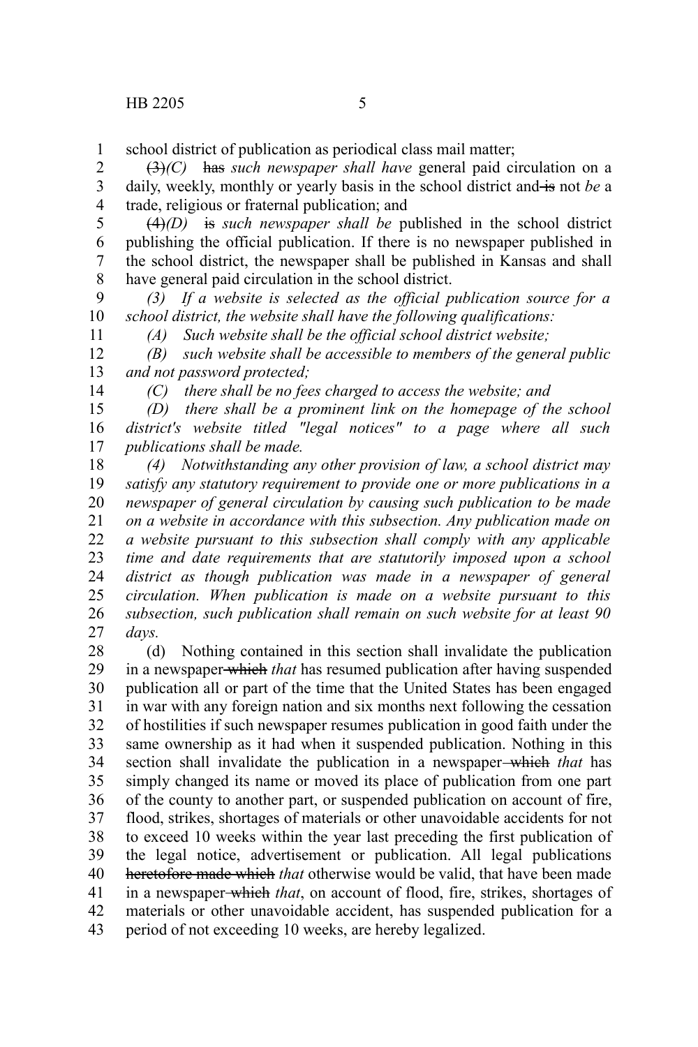school district of publication as periodical class mail matter;

~~(3)~~*(C)* ~~has~~ *such newspaper shall have* general paid circulation on a daily, weekly, monthly or yearly basis in the school district and ~~is~~ not *be* a trade, religious or fraternal publication; and

~~(4)~~*(D)* ~~is~~ *such newspaper shall be* published in the school district publishing the official publication. If there is no newspaper published in the school district, the newspaper shall be published in Kansas and shall have general paid circulation in the school district.

*(3) If a website is selected as the official publication source for a school district, the website shall have the following qualifications:*

*(A) Such website shall be the official school district website;*

*(B) such website shall be accessible to members of the general public and not password protected;*

*(C) there shall be no fees charged to access the website; and*

*(D) there shall be a prominent link on the homepage of the school district's website titled "legal notices" to a page where all such publications shall be made.*

*(4) Notwithstanding any other provision of law, a school district may satisfy any statutory requirement to provide one or more publications in a newspaper of general circulation by causing such publication to be made on a website in accordance with this subsection. Any publication made on a website pursuant to this subsection shall comply with any applicable time and date requirements that are statutorily imposed upon a school district as though publication was made in a newspaper of general circulation. When publication is made on a website pursuant to this subsection, such publication shall remain on such website for at least 90 days.*

(d) Nothing contained in this section shall invalidate the publication in a newspaper ~~which~~ *that* has resumed publication after having suspended publication all or part of the time that the United States has been engaged in war with any foreign nation and six months next following the cessation of hostilities if such newspaper resumes publication in good faith under the same ownership as it had when it suspended publication. Nothing in this section shall invalidate the publication in a newspaper ~~which~~ *that* has simply changed its name or moved its place of publication from one part of the county to another part, or suspended publication on account of fire, flood, strikes, shortages of materials or other unavoidable accidents for not to exceed 10 weeks within the year last preceding the first publication of the legal notice, advertisement or publication. All legal publications ~~heretofore made which~~ *that* otherwise would be valid, that have been made in a newspaper ~~which~~ *that*, on account of flood, fire, strikes, shortages of materials or other unavoidable accident, has suspended publication for a period of not exceeding 10 weeks, are hereby legalized.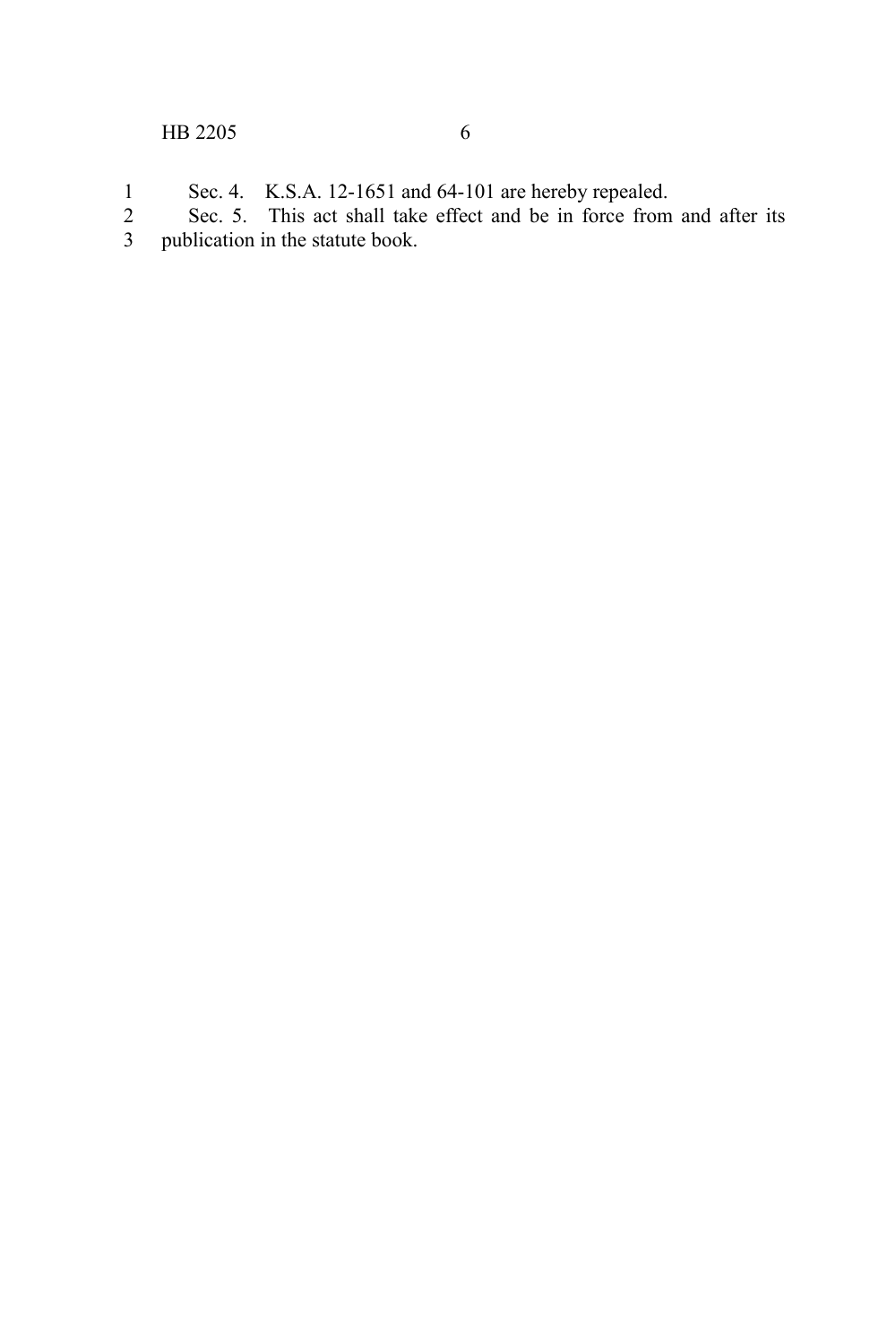Sec. 4. K.S.A. 12-1651 and 64-101 are hereby repealed.

Sec. 5. This act shall take effect and be in force from and after its publication in the statute book.